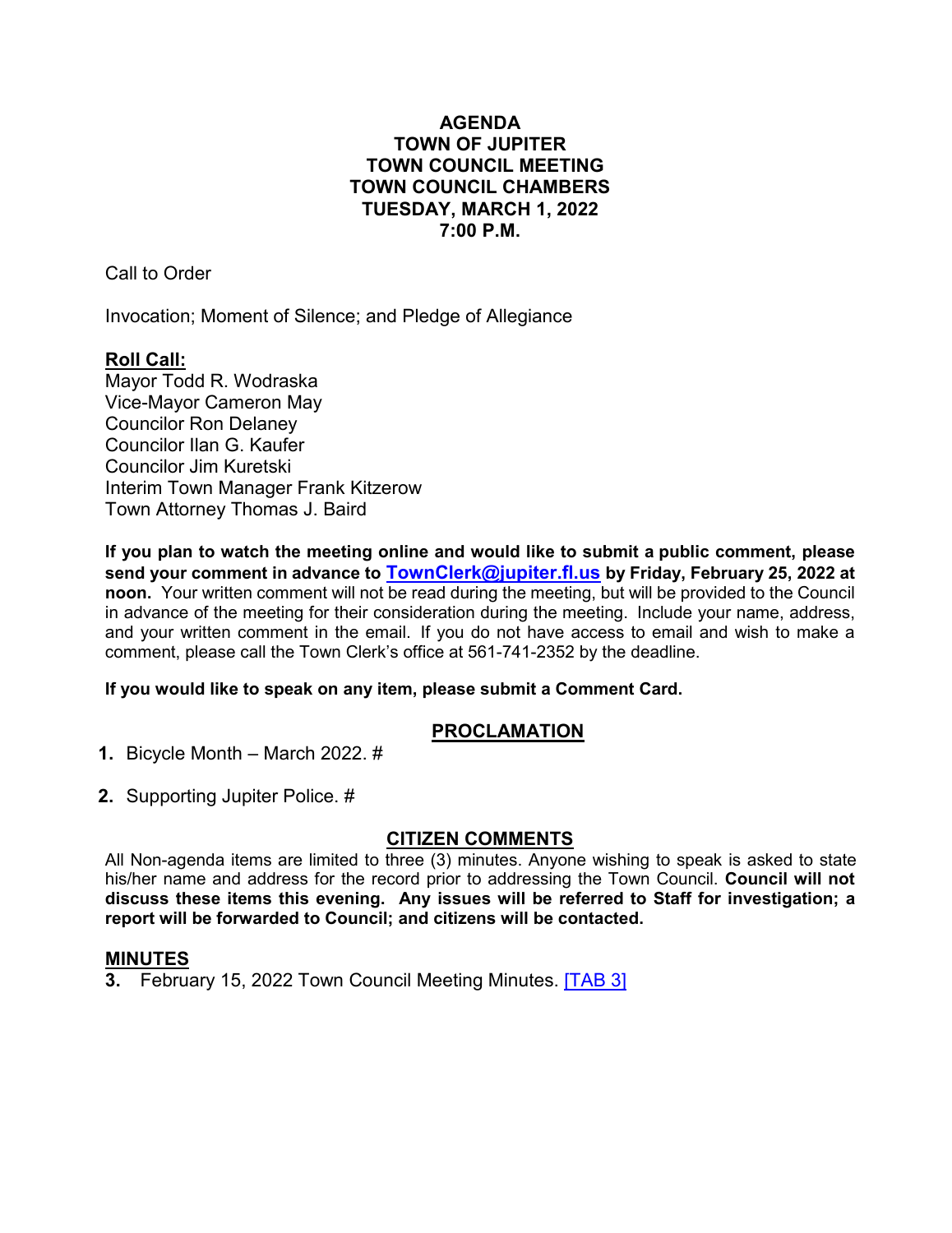# AGENDA
# TOWN OF JUPITER
# TOWN COUNCIL MEETING
# TOWN COUNCIL CHAMBERS
# TUESDAY, MARCH 1, 2022
# 7:00 P.M.

Call to Order

Invocation; Moment of Silence; and Pledge of Allegiance

**Roll Call:**

Mayor Todd R. Wodraska
Vice-Mayor Cameron May
Councilor Ron Delaney
Councilor Ilan G. Kaufer
Councilor Jim Kuretski
Interim Town Manager Frank Kitzerow
Town Attorney Thomas J. Baird

**If you plan to watch the meeting online and would like to submit a public comment, please send your comment in advance to TownClerk@jupiter.fl.us by Friday, February 25, 2022 at noon.** Your written comment will not be read during the meeting, but will be provided to the Council in advance of the meeting for their consideration during the meeting. Include your name, address, and your written comment in the email. If you do not have access to email and wish to make a comment, please call the Town Clerk's office at 561-741-2352 by the deadline.

**If you would like to speak on any item, please submit a Comment Card.**

## PROCLAMATION

1. Bicycle Month – March 2022. #
2. Supporting Jupiter Police. #

## CITIZEN COMMENTS

All Non-agenda items are limited to three (3) minutes. Anyone wishing to speak is asked to state his/her name and address for the record prior to addressing the Town Council. **Council will not discuss these items this evening. Any issues will be referred to Staff for investigation; a report will be forwarded to Council; and citizens will be contacted.**

## MINUTES

3. February 15, 2022 Town Council Meeting Minutes. [TAB 3]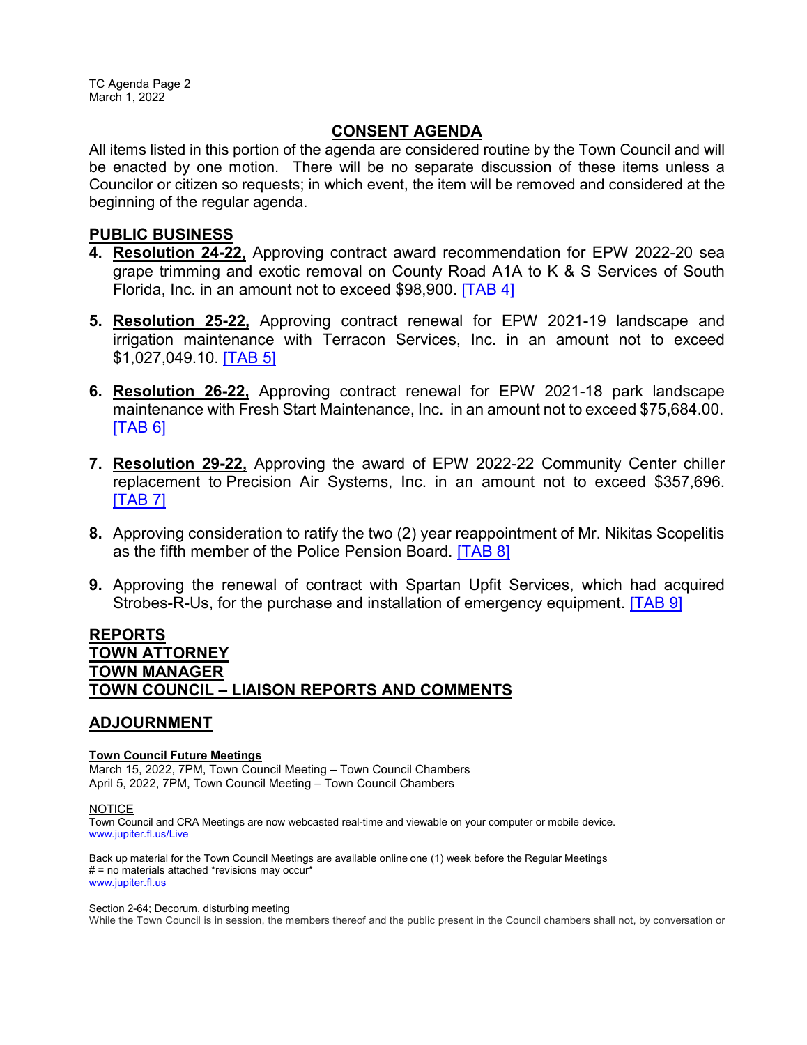## CONSENT AGENDA

All items listed in this portion of the agenda are considered routine by the Town Council and will be enacted by one motion. There will be no separate discussion of these items unless a Councilor or citizen so requests; in which event, the item will be removed and considered at the beginning of the regular agenda.

### PUBLIC BUSINESS

4. **Resolution 24-22,** Approving contract award recommendation for EPW 2022-20 sea grape trimming and exotic removal on County Road A1A to K & S Services of South Florida, Inc. in an amount not to exceed $98,900. [TAB 4]

5. **Resolution 25-22,** Approving contract renewal for EPW 2021-19 landscape and irrigation maintenance with Terracon Services, Inc. in an amount not to exceed $1,027,049.10. [TAB 5]

6. **Resolution 26-22,** Approving contract renewal for EPW 2021-18 park landscape maintenance with Fresh Start Maintenance, Inc. in an amount not to exceed $75,684.00. [TAB 6]

7. **Resolution 29-22,** Approving the award of EPW 2022-22 Community Center chiller replacement to Precision Air Systems, Inc. in an amount not to exceed $357,696. [TAB 7]

8. Approving consideration to ratify the two (2) year reappointment of Mr. Nikitas Scopelitis as the fifth member of the Police Pension Board. [TAB 8]

9. Approving the renewal of contract with Spartan Upfit Services, which had acquired Strobes-R-Us, for the purchase and installation of emergency equipment. [TAB 9]

## REPORTS

## TOWN ATTORNEY

## TOWN MANAGER

## TOWN COUNCIL – LIAISON REPORTS AND COMMENTS

## ADJOURNMENT

**Town Council Future Meetings**

March 15, 2022, 7PM, Town Council Meeting – Town Council Chambers
April 5, 2022, 7PM, Town Council Meeting – Town Council Chambers

NOTICE

Town Council and CRA Meetings are now webcasted real-time and viewable on your computer or mobile device.
www.jupiter.fl.us/Live

Back up material for the Town Council Meetings are available online one (1) week before the Regular Meetings
# = no materials attached *revisions may occur*
www.jupiter.fl.us

Section 2-64; Decorum, disturbing meeting

While the Town Council is in session, the members thereof and the public present in the Council chambers shall not, by conversation or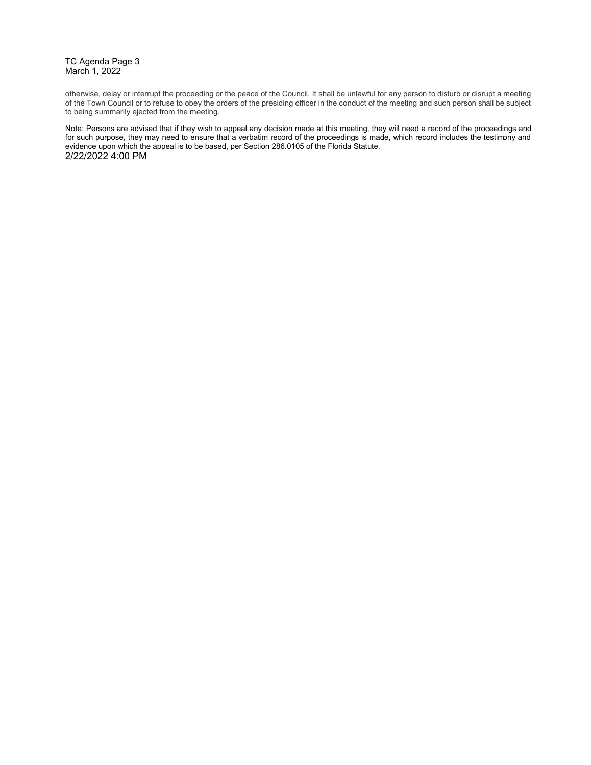otherwise, delay or interrupt the proceeding or the peace of the Council. It shall be unlawful for any person to disturb or disrupt a meeting of the Town Council or to refuse to obey the orders of the presiding officer in the conduct of the meeting and such person shall be subject to being summarily ejected from the meeting.

Note: Persons are advised that if they wish to appeal any decision made at this meeting, they will need a record of the proceedings and for such purpose, they may need to ensure that a verbatim record of the proceedings is made, which record includes the testimony and evidence upon which the appeal is to be based, per Section 286.0105 of the Florida Statute.

2/22/2022 4:00 PM